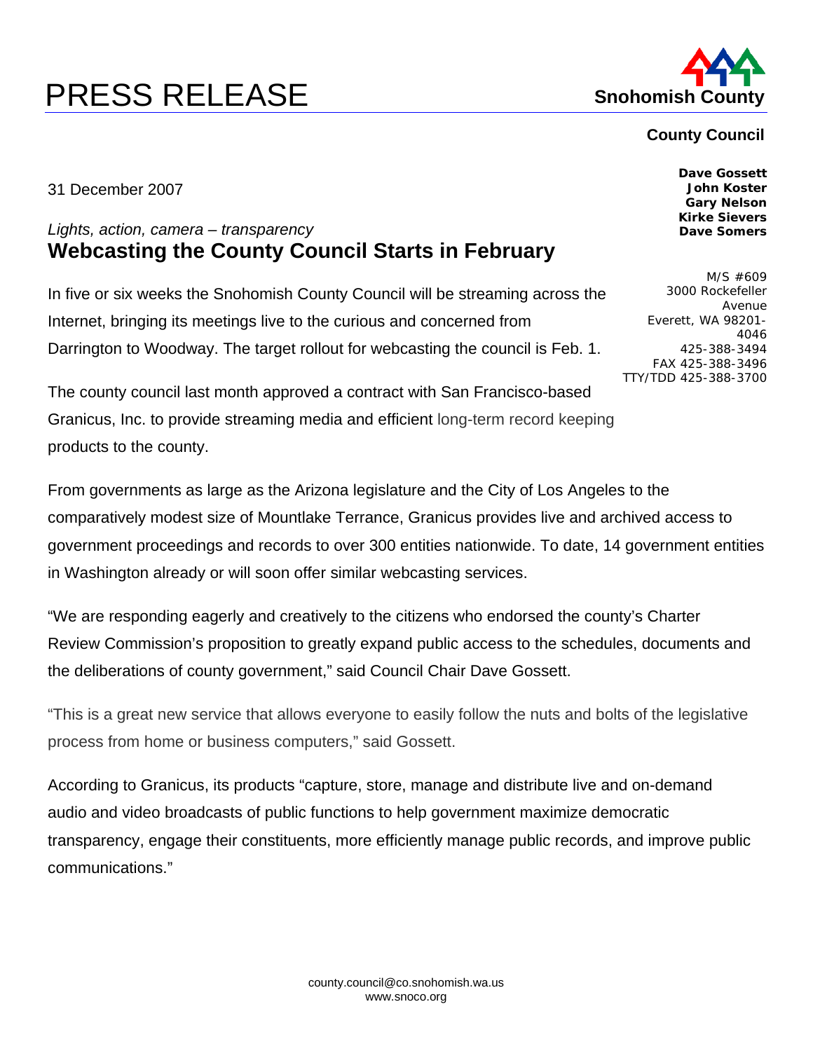# PRESS RELEASE

**Snohomish County**

**County Council**

**Dave Gossett**
**John Koster**
**Gary Nelson**
**Kirke Sievers**
**Dave Somers**

M/S #609
3000 Rockefeller Avenue
Everett, WA 98201-4046
425-388-3494
FAX 425-388-3496
TTY/TDD 425-388-3700

31 December 2007

*Lights, action, camera – transparency*

## Webcasting the County Council Starts in February

In five or six weeks the Snohomish County Council will be streaming across the Internet, bringing its meetings live to the curious and concerned from Darrington to Woodway. The target rollout for webcasting the council is Feb. 1.

The county council last month approved a contract with San Francisco-based Granicus, Inc. to provide streaming media and efficient long-term record keeping products to the county.

From governments as large as the Arizona legislature and the City of Los Angeles to the comparatively modest size of Mountlake Terrance, Granicus provides live and archived access to government proceedings and records to over 300 entities nationwide. To date, 14 government entities in Washington already or will soon offer similar webcasting services.

"We are responding eagerly and creatively to the citizens who endorsed the county's Charter Review Commission's proposition to greatly expand public access to the schedules, documents and the deliberations of county government," said Council Chair Dave Gossett.

"This is a great new service that allows everyone to easily follow the nuts and bolts of the legislative process from home or business computers," said Gossett.

According to Granicus, its products "capture, store, manage and distribute live and on-demand audio and video broadcasts of public functions to help government maximize democratic transparency, engage their constituents, more efficiently manage public records, and improve public communications."

county.council@co.snohomish.wa.us
www.snoco.org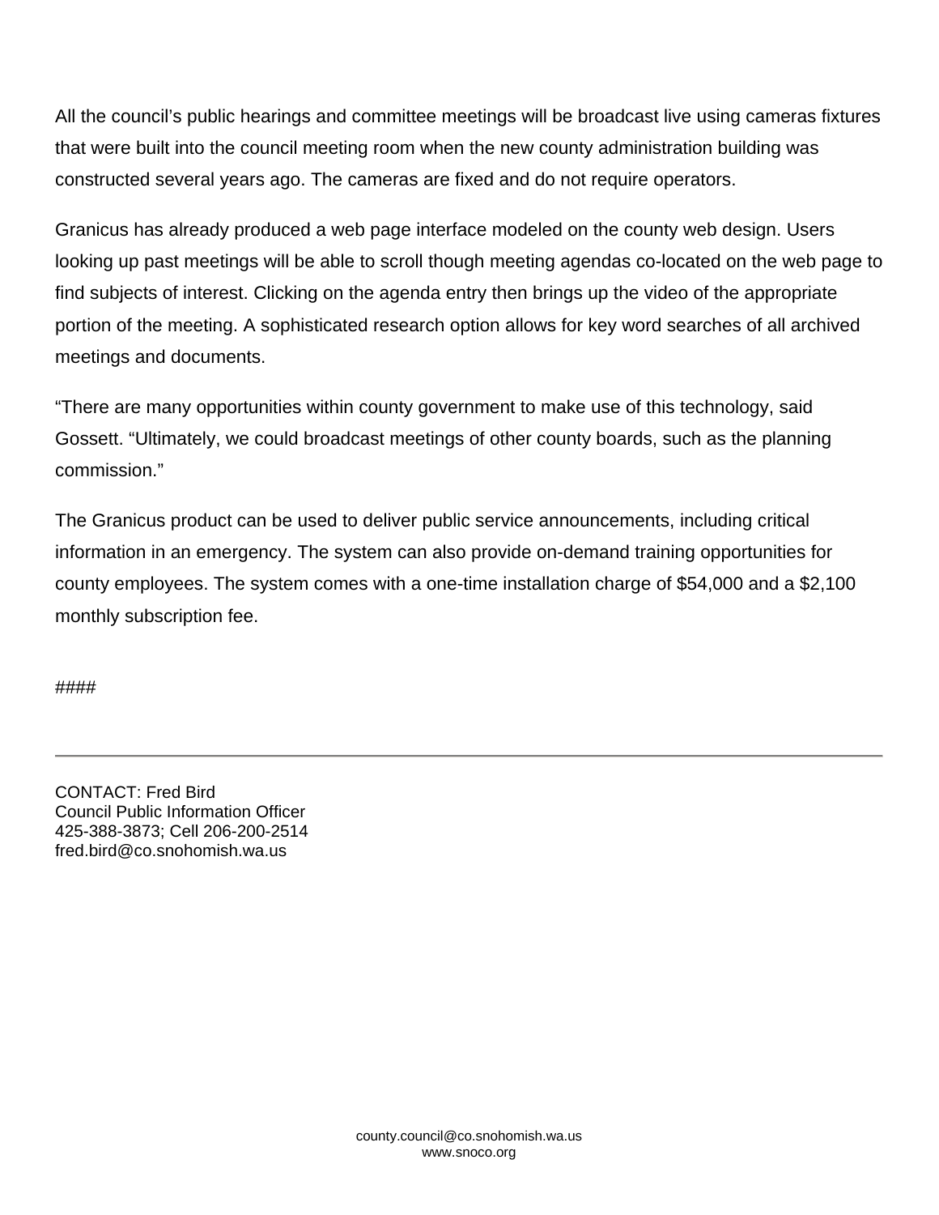All the council's public hearings and committee meetings will be broadcast live using cameras fixtures that were built into the council meeting room when the new county administration building was constructed several years ago. The cameras are fixed and do not require operators.

Granicus has already produced a web page interface modeled on the county web design. Users looking up past meetings will be able to scroll though meeting agendas co-located on the web page to find subjects of interest. Clicking on the agenda entry then brings up the video of the appropriate portion of the meeting. A sophisticated research option allows for key word searches of all archived meetings and documents.

"There are many opportunities within county government to make use of this technology, said Gossett. "Ultimately, we could broadcast meetings of other county boards, such as the planning commission."

The Granicus product can be used to deliver public service announcements, including critical information in an emergency. The system can also provide on-demand training opportunities for county employees. The system comes with a one-time installation charge of $54,000 and a $2,100 monthly subscription fee.

####

---

CONTACT: Fred Bird
Council Public Information Officer
425-388-3873; Cell 206-200-2514
fred.bird@co.snohomish.wa.us

county.council@co.snohomish.wa.us
www.snoco.org